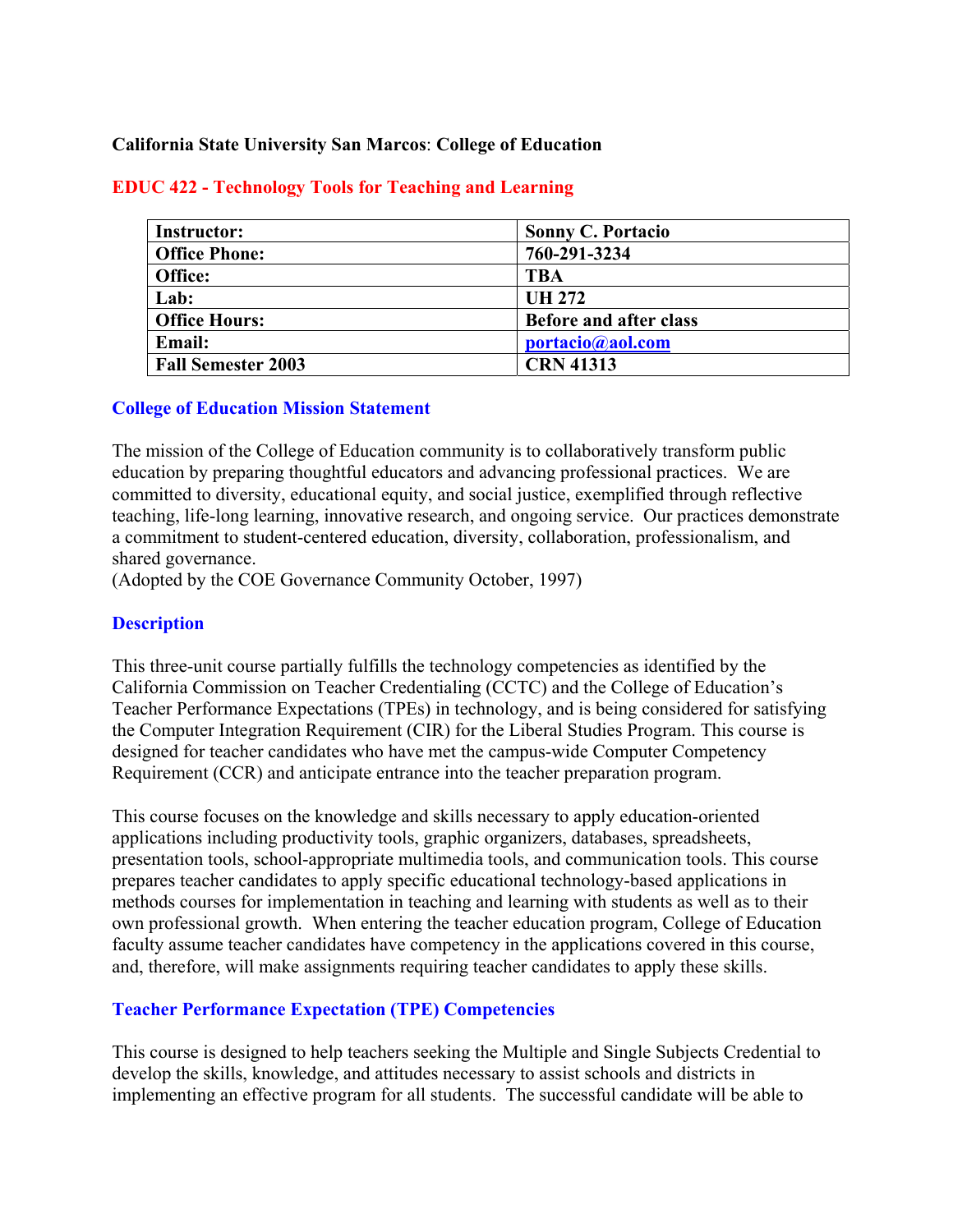**California State University San Marcos**: **College of Education**

## EDUC 422 - Technology Tools for Teaching and Learning

| **Instructor:** | **Sonny C. Portacio** |
|---|---|
| **Office Phone:** | **760-291-3234** |
| **Office:** | **TBA** |
| **Lab:** | **UH 272** |
| **Office Hours:** | **Before and after class** |
| **Email:** | **portacio@aol.com** |
| **Fall Semester 2003** | **CRN 41313** |

### College of Education Mission Statement

The mission of the College of Education community is to collaboratively transform public education by preparing thoughtful educators and advancing professional practices. We are committed to diversity, educational equity, and social justice, exemplified through reflective teaching, life-long learning, innovative research, and ongoing service. Our practices demonstrate a commitment to student-centered education, diversity, collaboration, professionalism, and shared governance.
(Adopted by the COE Governance Community October, 1997)

### Description

This three-unit course partially fulfills the technology competencies as identified by the California Commission on Teacher Credentialing (CCTC) and the College of Education's Teacher Performance Expectations (TPEs) in technology, and is being considered for satisfying the Computer Integration Requirement (CIR) for the Liberal Studies Program. This course is designed for teacher candidates who have met the campus-wide Computer Competency Requirement (CCR) and anticipate entrance into the teacher preparation program.

This course focuses on the knowledge and skills necessary to apply education-oriented applications including productivity tools, graphic organizers, databases, spreadsheets, presentation tools, school-appropriate multimedia tools, and communication tools. This course prepares teacher candidates to apply specific educational technology-based applications in methods courses for implementation in teaching and learning with students as well as to their own professional growth. When entering the teacher education program, College of Education faculty assume teacher candidates have competency in the applications covered in this course, and, therefore, will make assignments requiring teacher candidates to apply these skills.

### Teacher Performance Expectation (TPE) Competencies

This course is designed to help teachers seeking the Multiple and Single Subjects Credential to develop the skills, knowledge, and attitudes necessary to assist schools and districts in implementing an effective program for all students. The successful candidate will be able to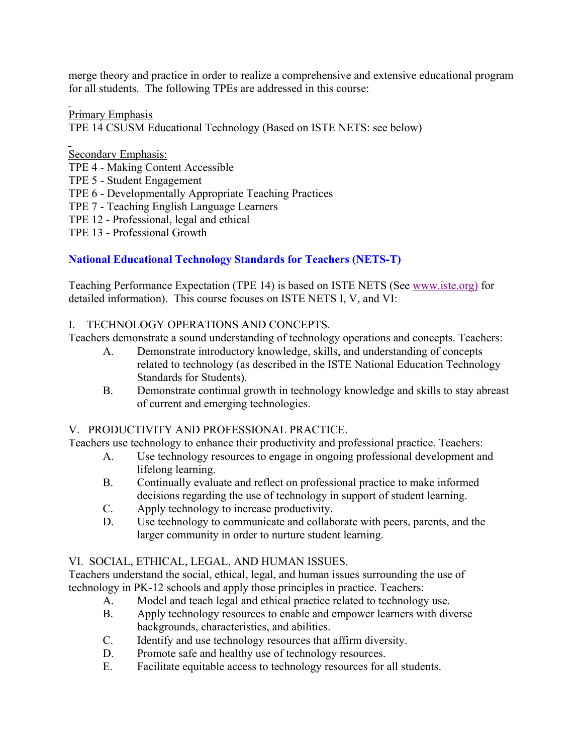merge theory and practice in order to realize a comprehensive and extensive educational program for all students. The following TPEs are addressed in this course:

Primary Emphasis
TPE 14 CSUSM Educational Technology (Based on ISTE NETS: see below)

Secondary Emphasis:
TPE 4 - Making Content Accessible
TPE 5 - Student Engagement
TPE 6 - Developmentally Appropriate Teaching Practices
TPE 7 - Teaching English Language Learners
TPE 12 - Professional, legal and ethical
TPE 13 - Professional Growth

## National Educational Technology Standards for Teachers (NETS-T)

Teaching Performance Expectation (TPE 14) is based on ISTE NETS (See www.iste.org) for detailed information). This course focuses on ISTE NETS I, V, and VI:

I. TECHNOLOGY OPERATIONS AND CONCEPTS.
Teachers demonstrate a sound understanding of technology operations and concepts. Teachers:

- A. Demonstrate introductory knowledge, skills, and understanding of concepts related to technology (as described in the ISTE National Education Technology Standards for Students).
- B. Demonstrate continual growth in technology knowledge and skills to stay abreast of current and emerging technologies.

V. PRODUCTIVITY AND PROFESSIONAL PRACTICE.
Teachers use technology to enhance their productivity and professional practice. Teachers:

- A. Use technology resources to engage in ongoing professional development and lifelong learning.
- B. Continually evaluate and reflect on professional practice to make informed decisions regarding the use of technology in support of student learning.
- C. Apply technology to increase productivity.
- D. Use technology to communicate and collaborate with peers, parents, and the larger community in order to nurture student learning.

VI. SOCIAL, ETHICAL, LEGAL, AND HUMAN ISSUES.
Teachers understand the social, ethical, legal, and human issues surrounding the use of technology in PK-12 schools and apply those principles in practice. Teachers:

- A. Model and teach legal and ethical practice related to technology use.
- B. Apply technology resources to enable and empower learners with diverse backgrounds, characteristics, and abilities.
- C. Identify and use technology resources that affirm diversity.
- D. Promote safe and healthy use of technology resources.
- E. Facilitate equitable access to technology resources for all students.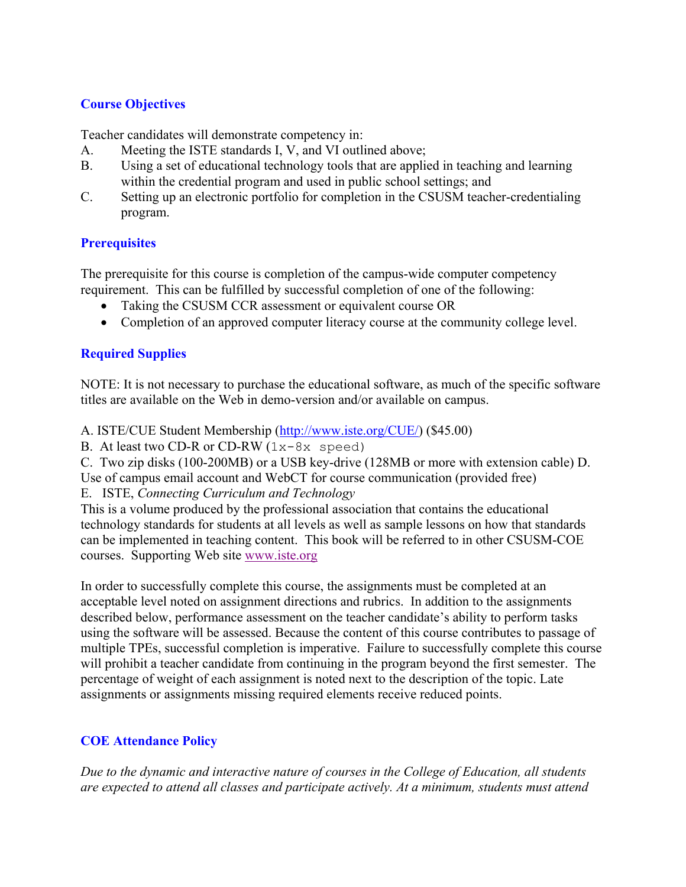## Course Objectives

Teacher candidates will demonstrate competency in:

A. Meeting the ISTE standards I, V, and VI outlined above;
B. Using a set of educational technology tools that are applied in teaching and learning within the credential program and used in public school settings; and
C. Setting up an electronic portfolio for completion in the CSUSM teacher-credentialing program.

## Prerequisites

The prerequisite for this course is completion of the campus-wide computer competency requirement. This can be fulfilled by successful completion of one of the following:

- Taking the CSUSM CCR assessment or equivalent course OR
- Completion of an approved computer literacy course at the community college level.

## Required Supplies

NOTE: It is not necessary to purchase the educational software, as much of the specific software titles are available on the Web in demo-version and/or available on campus.

A. ISTE/CUE Student Membership (http://www.iste.org/CUE/) ($45.00)
B. At least two CD-R or CD-RW (1x-8x speed)
C. Two zip disks (100-200MB) or a USB key-drive (128MB or more with extension cable) D. Use of campus email account and WebCT for course communication (provided free)
E. ISTE, *Connecting Curriculum and Technology*
This is a volume produced by the professional association that contains the educational technology standards for students at all levels as well as sample lessons on how that standards can be implemented in teaching content. This book will be referred to in other CSUSM-COE courses. Supporting Web site www.iste.org

In order to successfully complete this course, the assignments must be completed at an acceptable level noted on assignment directions and rubrics. In addition to the assignments described below, performance assessment on the teacher candidate's ability to perform tasks using the software will be assessed. Because the content of this course contributes to passage of multiple TPEs, successful completion is imperative. Failure to successfully complete this course will prohibit a teacher candidate from continuing in the program beyond the first semester. The percentage of weight of each assignment is noted next to the description of the topic. Late assignments or assignments missing required elements receive reduced points.

## COE Attendance Policy

*Due to the dynamic and interactive nature of courses in the College of Education, all students are expected to attend all classes and participate actively. At a minimum, students must attend*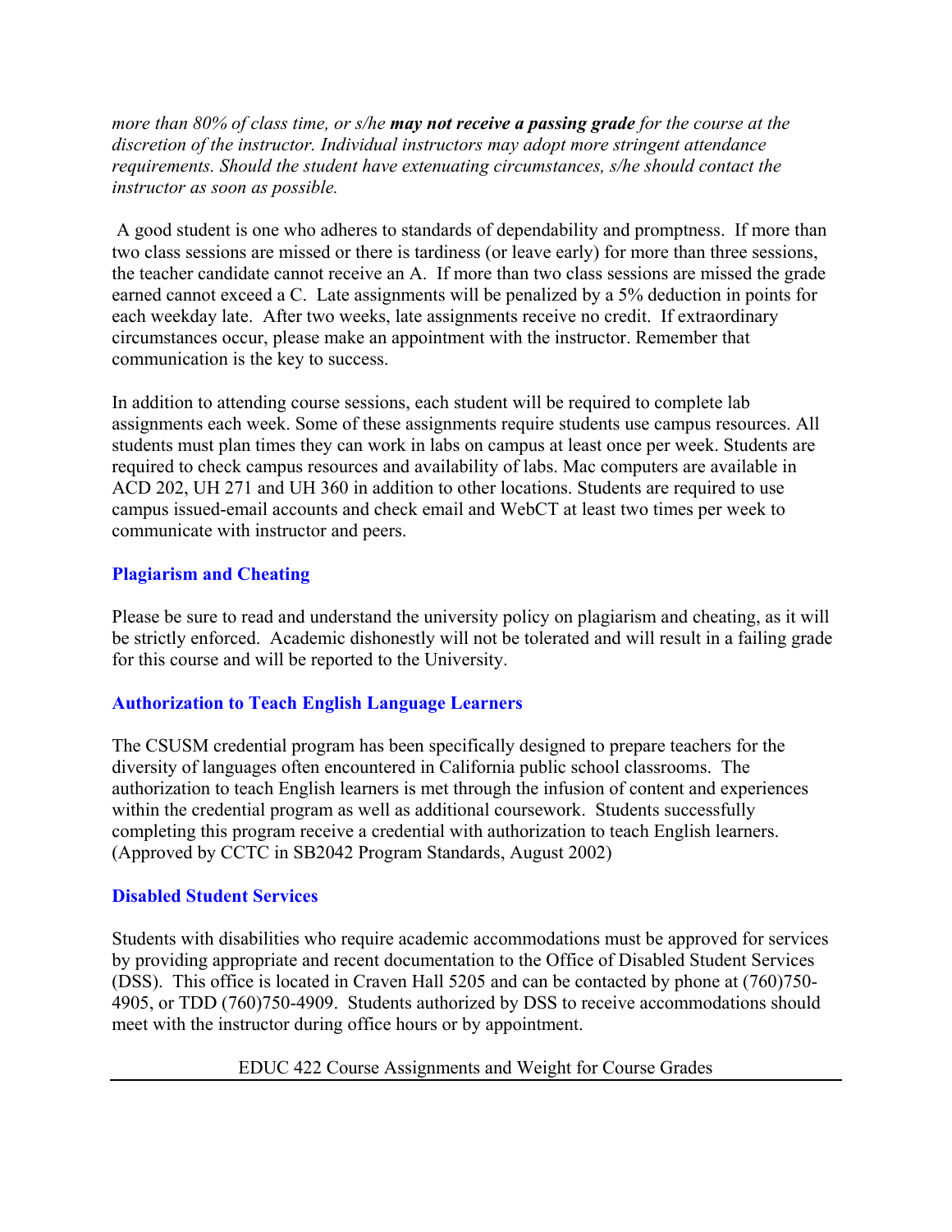*more than 80% of class time, or s/he* ***may not receive a passing grade*** *for the course at the discretion of the instructor. Individual instructors may adopt more stringent attendance requirements. Should the student have extenuating circumstances, s/he should contact the instructor as soon as possible.*

A good student is one who adheres to standards of dependability and promptness. If more than two class sessions are missed or there is tardiness (or leave early) for more than three sessions, the teacher candidate cannot receive an A. If more than two class sessions are missed the grade earned cannot exceed a C. Late assignments will be penalized by a 5% deduction in points for each weekday late. After two weeks, late assignments receive no credit. If extraordinary circumstances occur, please make an appointment with the instructor. Remember that communication is the key to success.

In addition to attending course sessions, each student will be required to complete lab assignments each week. Some of these assignments require students use campus resources. All students must plan times they can work in labs on campus at least once per week. Students are required to check campus resources and availability of labs. Mac computers are available in ACD 202, UH 271 and UH 360 in addition to other locations. Students are required to use campus issued-email accounts and check email and WebCT at least two times per week to communicate with instructor and peers.

### Plagiarism and Cheating

Please be sure to read and understand the university policy on plagiarism and cheating, as it will be strictly enforced. Academic dishonestly will not be tolerated and will result in a failing grade for this course and will be reported to the University.

### Authorization to Teach English Language Learners

The CSUSM credential program has been specifically designed to prepare teachers for the diversity of languages often encountered in California public school classrooms. The authorization to teach English learners is met through the infusion of content and experiences within the credential program as well as additional coursework. Students successfully completing this program receive a credential with authorization to teach English learners. (Approved by CCTC in SB2042 Program Standards, August 2002)

### Disabled Student Services

Students with disabilities who require academic accommodations must be approved for services by providing appropriate and recent documentation to the Office of Disabled Student Services (DSS). This office is located in Craven Hall 5205 and can be contacted by phone at (760)750-4905, or TDD (760)750-4909. Students authorized by DSS to receive accommodations should meet with the instructor during office hours or by appointment.

EDUC 422 Course Assignments and Weight for Course Grades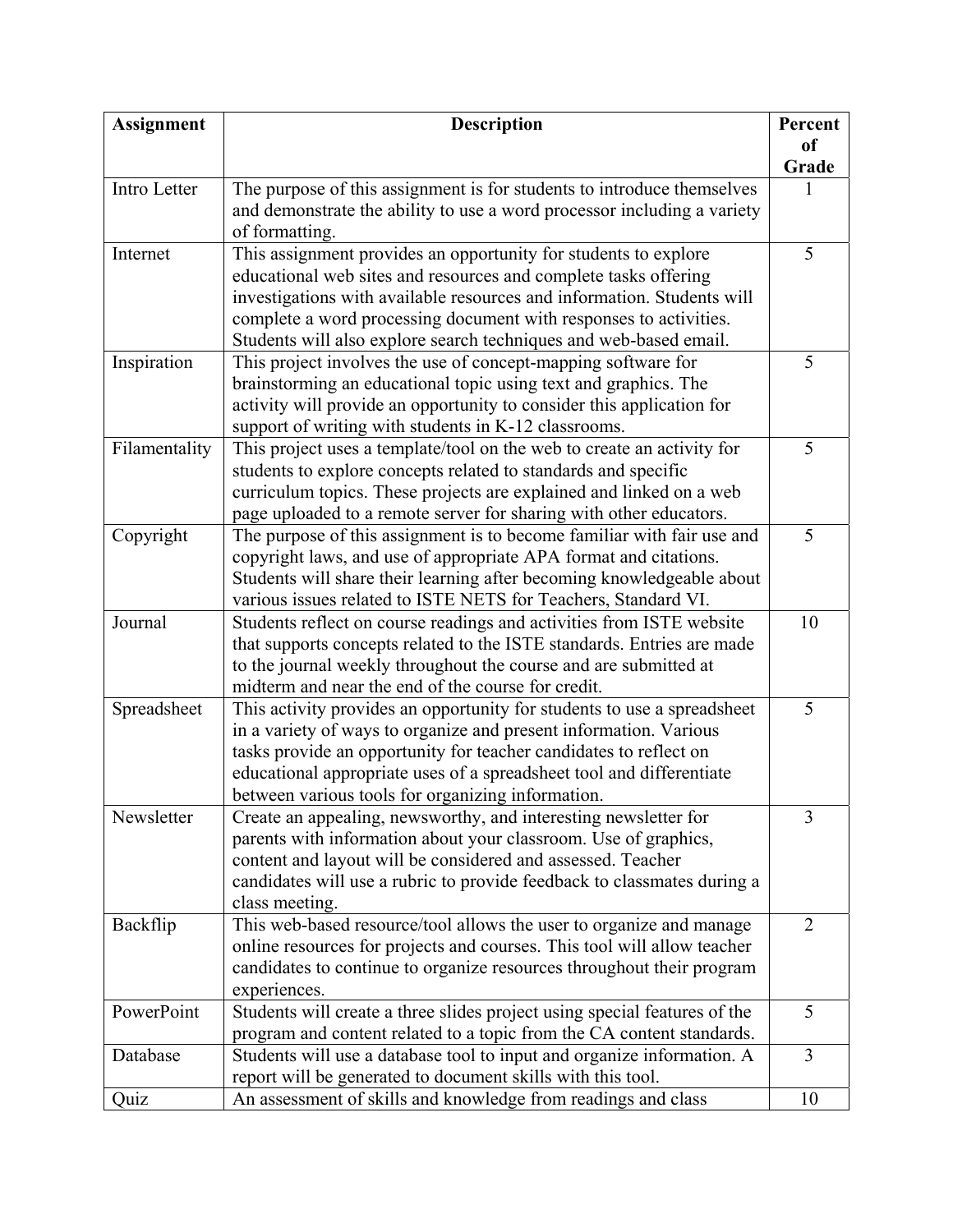| Assignment | Description | Percent of Grade |
|---|---|---|
| Intro Letter | The purpose of this assignment is for students to introduce themselves and demonstrate the ability to use a word processor including a variety of formatting. | 1 |
| Internet | This assignment provides an opportunity for students to explore educational web sites and resources and complete tasks offering investigations with available resources and information. Students will complete a word processing document with responses to activities. Students will also explore search techniques and web-based email. | 5 |
| Inspiration | This project involves the use of concept-mapping software for brainstorming an educational topic using text and graphics. The activity will provide an opportunity to consider this application for support of writing with students in K-12 classrooms. | 5 |
| Filamentality | This project uses a template/tool on the web to create an activity for students to explore concepts related to standards and specific curriculum topics. These projects are explained and linked on a web page uploaded to a remote server for sharing with other educators. | 5 |
| Copyright | The purpose of this assignment is to become familiar with fair use and copyright laws, and use of appropriate APA format and citations. Students will share their learning after becoming knowledgeable about various issues related to ISTE NETS for Teachers, Standard VI. | 5 |
| Journal | Students reflect on course readings and activities from ISTE website that supports concepts related to the ISTE standards. Entries are made to the journal weekly throughout the course and are submitted at midterm and near the end of the course for credit. | 10 |
| Spreadsheet | This activity provides an opportunity for students to use a spreadsheet in a variety of ways to organize and present information. Various tasks provide an opportunity for teacher candidates to reflect on educational appropriate uses of a spreadsheet tool and differentiate between various tools for organizing information. | 5 |
| Newsletter | Create an appealing, newsworthy, and interesting newsletter for parents with information about your classroom. Use of graphics, content and layout will be considered and assessed. Teacher candidates will use a rubric to provide feedback to classmates during a class meeting. | 3 |
| Backflip | This web-based resource/tool allows the user to organize and manage online resources for projects and courses. This tool will allow teacher candidates to continue to organize resources throughout their program experiences. | 2 |
| PowerPoint | Students will create a three slides project using special features of the program and content related to a topic from the CA content standards. | 5 |
| Database | Students will use a database tool to input and organize information. A report will be generated to document skills with this tool. | 3 |
| Quiz | An assessment of skills and knowledge from readings and class | 10 |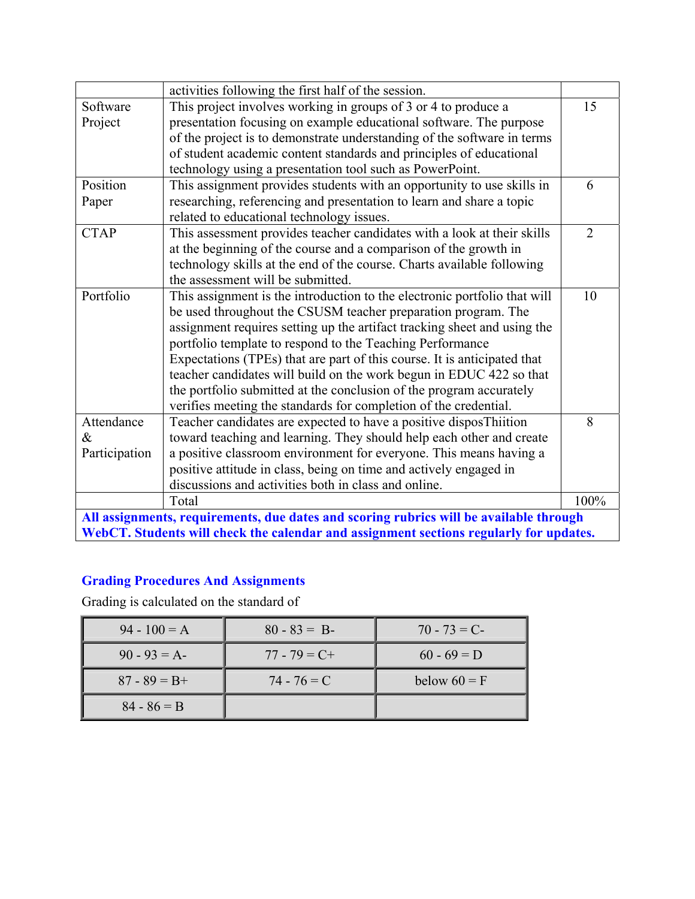| | | |
|---|---|---|
| | activities following the first half of the session. | |
| Software Project | This project involves working in groups of 3 or 4 to produce a presentation focusing on example educational software. The purpose of the project is to demonstrate understanding of the software in terms of student academic content standards and principles of educational technology using a presentation tool such as PowerPoint. | 15 |
| Position Paper | This assignment provides students with an opportunity to use skills in researching, referencing and presentation to learn and share a topic related to educational technology issues. | 6 |
| CTAP | This assessment provides teacher candidates with a look at their skills at the beginning of the course and a comparison of the growth in technology skills at the end of the course. Charts available following the assessment will be submitted. | 2 |
| Portfolio | This assignment is the introduction to the electronic portfolio that will be used throughout the CSUSM teacher preparation program. The assignment requires setting up the artifact tracking sheet and using the portfolio template to respond to the Teaching Performance Expectations (TPEs) that are part of this course. It is anticipated that teacher candidates will build on the work begun in EDUC 422 so that the portfolio submitted at the conclusion of the program accurately verifies meeting the standards for completion of the credential. | 10 |
| Attendance & Participation | Teacher candidates are expected to have a positive disposThiition toward teaching and learning. They should help each other and create a positive classroom environment for everyone. This means having a positive attitude in class, being on time and actively engaged in discussions and activities both in class and online. | 8 |
| | Total | 100% |
| **All assignments, requirements, due dates and scoring rubrics will be available through WebCT. Students will check the calendar and assignment sections regularly for updates.** | | |

## Grading Procedures And Assignments

Grading is calculated on the standard of

| | | |
|---|---|---|
| 94 - 100 = A | 80 - 83 = B- | 70 - 73 = C- |
| 90 - 93 = A- | 77 - 79 = C+ | 60 - 69 = D |
| 87 - 89 = B+ | 74 - 76 = C | below 60 = F |
| 84 - 86 = B | | |